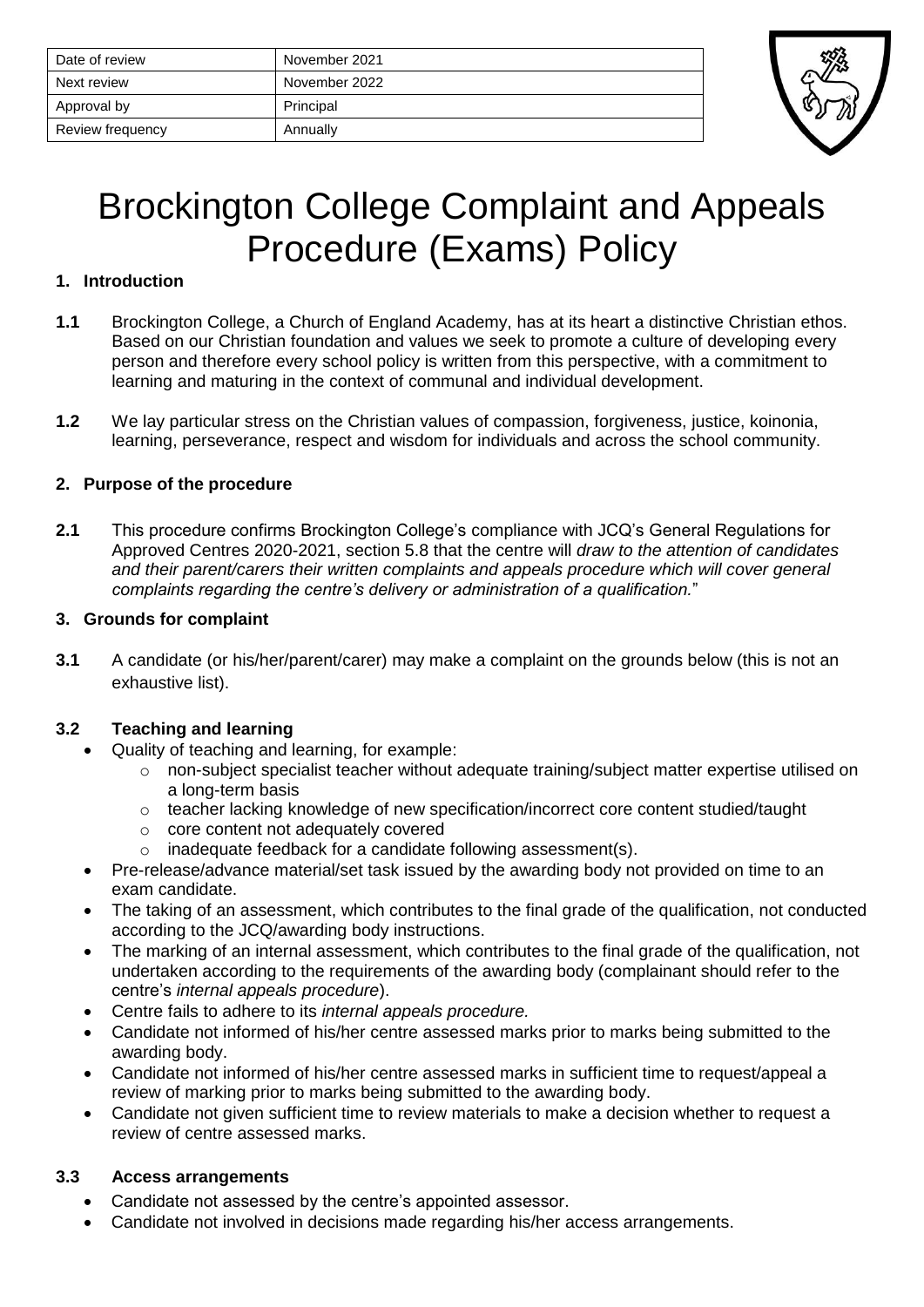| Date of review | November 2021 |
| --- | --- |
| Next review | November 2022 |
| Approval by | Principal |
| Review frequency | Annually |

# Brockington College Complaint and Appeals Procedure (Exams) Policy

## 1. Introduction

**1.1** Brockington College, a Church of England Academy, has at its heart a distinctive Christian ethos. Based on our Christian foundation and values we seek to promote a culture of developing every person and therefore every school policy is written from this perspective, with a commitment to learning and maturing in the context of communal and individual development.

**1.2** We lay particular stress on the Christian values of compassion, forgiveness, justice, koinonia, learning, perseverance, respect and wisdom for individuals and across the school community.

## 2. Purpose of the procedure

**2.1** This procedure confirms Brockington College's compliance with JCQ's General Regulations for Approved Centres 2020-2021, section 5.8 that the centre will *draw to the attention of candidates and their parent/carers their written complaints and appeals procedure which will cover general complaints regarding the centre's delivery or administration of a qualification.*"

## 3. Grounds for complaint

**3.1** A candidate (or his/her/parent/carer) may make a complaint on the grounds below (this is not an exhaustive list).

### 3.2 Teaching and learning

- Quality of teaching and learning, for example:
    - non-subject specialist teacher without adequate training/subject matter expertise utilised on a long-term basis
    - teacher lacking knowledge of new specification/incorrect core content studied/taught
    - core content not adequately covered
    - inadequate feedback for a candidate following assessment(s).
- Pre-release/advance material/set task issued by the awarding body not provided on time to an exam candidate.
- The taking of an assessment, which contributes to the final grade of the qualification, not conducted according to the JCQ/awarding body instructions.
- The marking of an internal assessment, which contributes to the final grade of the qualification, not undertaken according to the requirements of the awarding body (complainant should refer to the centre's *internal appeals procedure*).
- Centre fails to adhere to its *internal appeals procedure.*
- Candidate not informed of his/her centre assessed marks prior to marks being submitted to the awarding body.
- Candidate not informed of his/her centre assessed marks in sufficient time to request/appeal a review of marking prior to marks being submitted to the awarding body.
- Candidate not given sufficient time to review materials to make a decision whether to request a review of centre assessed marks.

### 3.3 Access arrangements

- Candidate not assessed by the centre's appointed assessor.
- Candidate not involved in decisions made regarding his/her access arrangements.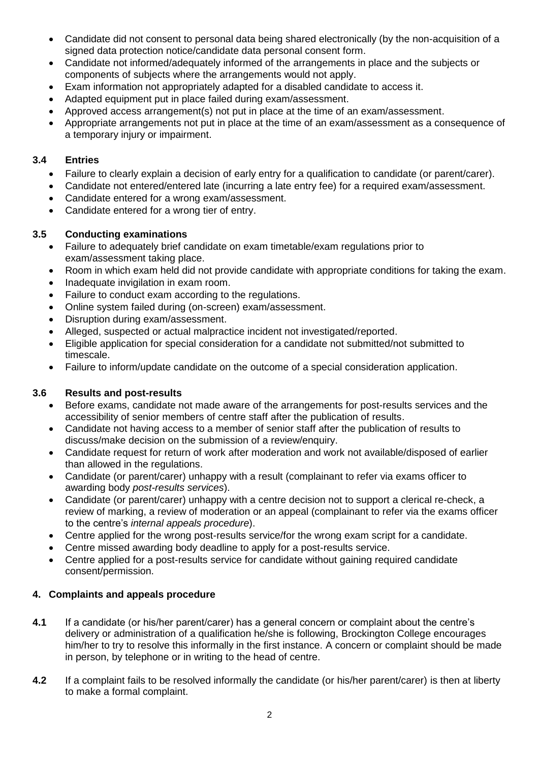- Candidate did not consent to personal data being shared electronically (by the non-acquisition of a signed data protection notice/candidate data personal consent form.
- Candidate not informed/adequately informed of the arrangements in place and the subjects or components of subjects where the arrangements would not apply.
- Exam information not appropriately adapted for a disabled candidate to access it.
- Adapted equipment put in place failed during exam/assessment.
- Approved access arrangement(s) not put in place at the time of an exam/assessment.
- Appropriate arrangements not put in place at the time of an exam/assessment as a consequence of a temporary injury or impairment.

### 3.4 Entries

- Failure to clearly explain a decision of early entry for a qualification to candidate (or parent/carer).
- Candidate not entered/entered late (incurring a late entry fee) for a required exam/assessment.
- Candidate entered for a wrong exam/assessment.
- Candidate entered for a wrong tier of entry.

### 3.5 Conducting examinations

- Failure to adequately brief candidate on exam timetable/exam regulations prior to exam/assessment taking place.
- Room in which exam held did not provide candidate with appropriate conditions for taking the exam.
- Inadequate invigilation in exam room.
- Failure to conduct exam according to the regulations.
- Online system failed during (on-screen) exam/assessment.
- Disruption during exam/assessment.
- Alleged, suspected or actual malpractice incident not investigated/reported.
- Eligible application for special consideration for a candidate not submitted/not submitted to timescale.
- Failure to inform/update candidate on the outcome of a special consideration application.

### 3.6 Results and post-results

- Before exams, candidate not made aware of the arrangements for post-results services and the accessibility of senior members of centre staff after the publication of results.
- Candidate not having access to a member of senior staff after the publication of results to discuss/make decision on the submission of a review/enquiry.
- Candidate request for return of work after moderation and work not available/disposed of earlier than allowed in the regulations.
- Candidate (or parent/carer) unhappy with a result (complainant to refer via exams officer to awarding body *post-results services*).
- Candidate (or parent/carer) unhappy with a centre decision not to support a clerical re-check, a review of marking, a review of moderation or an appeal (complainant to refer via the exams officer to the centre's *internal appeals procedure*).
- Centre applied for the wrong post-results service/for the wrong exam script for a candidate.
- Centre missed awarding body deadline to apply for a post-results service.
- Centre applied for a post-results service for candidate without gaining required candidate consent/permission.

## 4. Complaints and appeals procedure

**4.1** If a candidate (or his/her parent/carer) has a general concern or complaint about the centre's delivery or administration of a qualification he/she is following, Brockington College encourages him/her to try to resolve this informally in the first instance. A concern or complaint should be made in person, by telephone or in writing to the head of centre.

**4.2** If a complaint fails to be resolved informally the candidate (or his/her parent/carer) is then at liberty to make a formal complaint.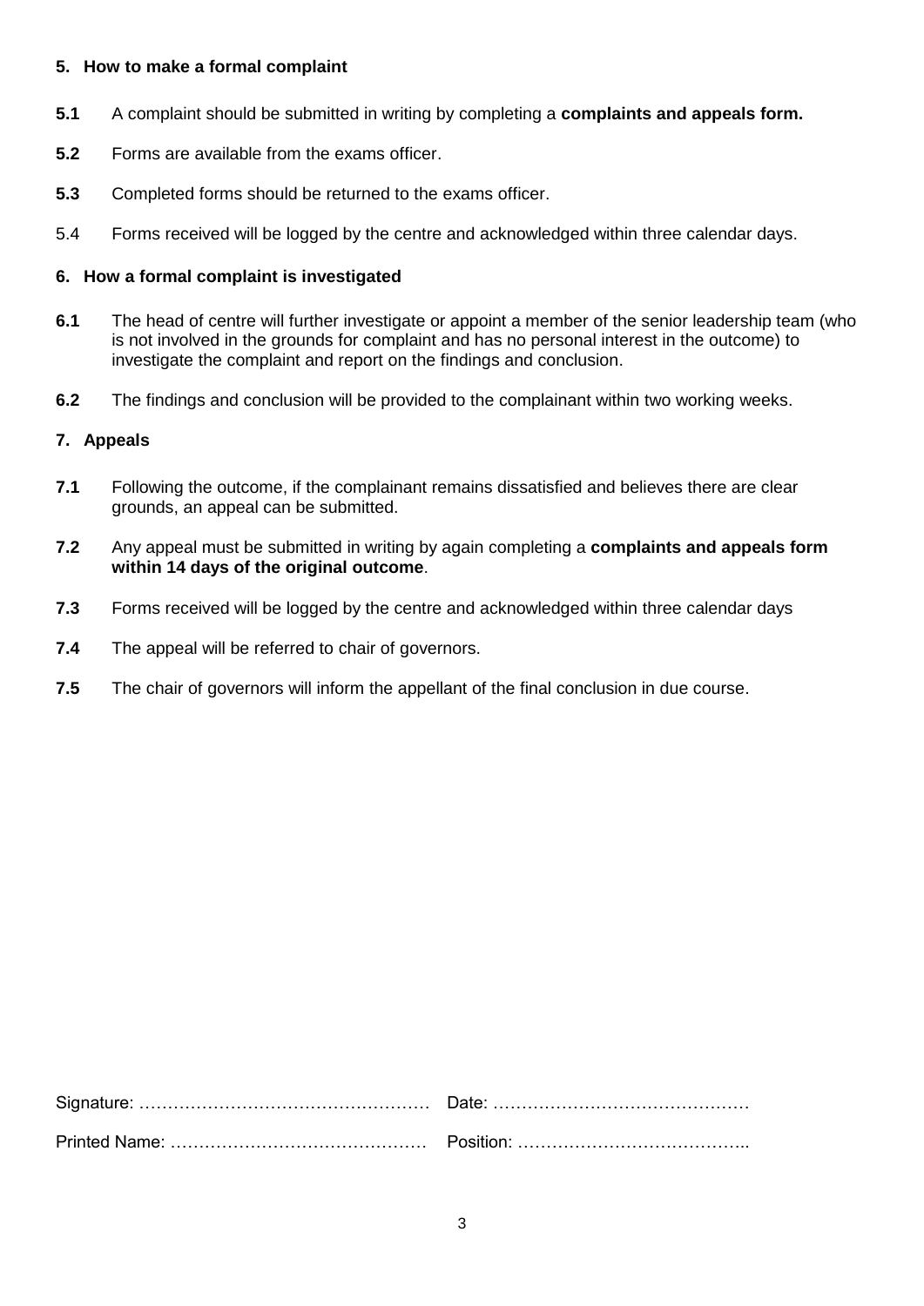### 5. How to make a formal complaint

**5.1** A complaint should be submitted in writing by completing a **complaints and appeals form.**

**5.2** Forms are available from the exams officer.

**5.3** Completed forms should be returned to the exams officer.

5.4 Forms received will be logged by the centre and acknowledged within three calendar days.

### 6. How a formal complaint is investigated

**6.1** The head of centre will further investigate or appoint a member of the senior leadership team (who is not involved in the grounds for complaint and has no personal interest in the outcome) to investigate the complaint and report on the findings and conclusion.

**6.2** The findings and conclusion will be provided to the complainant within two working weeks.

### 7. Appeals

**7.1** Following the outcome, if the complainant remains dissatisfied and believes there are clear grounds, an appeal can be submitted.

**7.2** Any appeal must be submitted in writing by again completing a **complaints and appeals form within 14 days of the original outcome**.

**7.3** Forms received will be logged by the centre and acknowledged within three calendar days

**7.4** The appeal will be referred to chair of governors.

**7.5** The chair of governors will inform the appellant of the final conclusion in due course.

Signature: …………………………………………… Date: ………………………………………

Printed Name: ……………………………………… Position: …………………………………..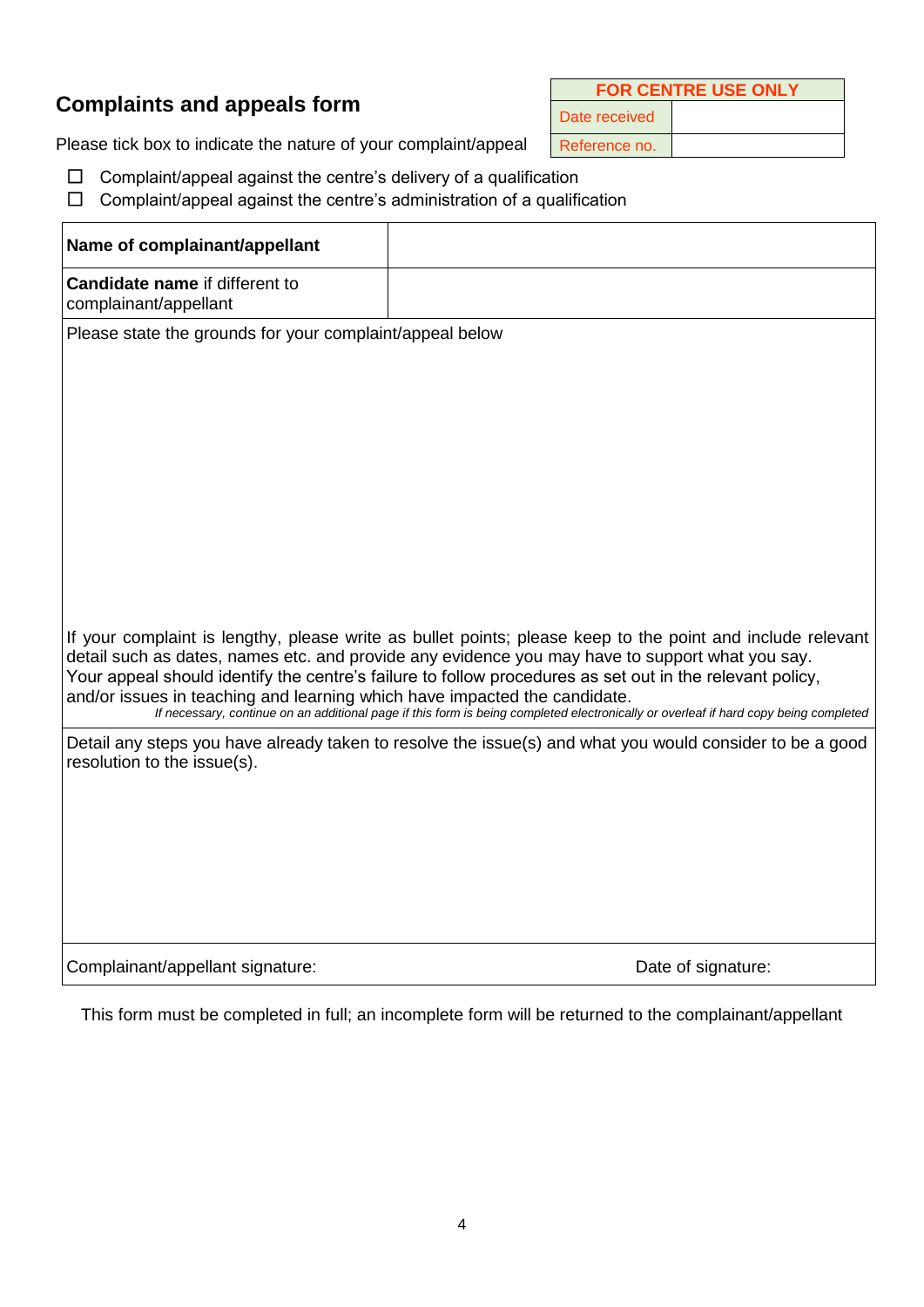## Complaints and appeals form

| FOR CENTRE USE ONLY | |
| --- | --- |
| Date received | |
| Reference no. | |

Please tick box to indicate the nature of your complaint/appeal

- ☐ Complaint/appeal against the centre's delivery of a qualification
- ☐ Complaint/appeal against the centre's administration of a qualification

| **Name of complainant/appellant** | |
| --- | --- |
| **Candidate name** if different to complainant/appellant | |

Please state the grounds for your complaint/appeal below

If your complaint is lengthy, please write as bullet points; please keep to the point and include relevant detail such as dates, names etc. and provide any evidence you may have to support what you say.
Your appeal should identify the centre's failure to follow procedures as set out in the relevant policy, and/or issues in teaching and learning which have impacted the candidate.

*If necessary, continue on an additional page if this form is being completed electronically or overleaf if hard copy being completed*

Detail any steps you have already taken to resolve the issue(s) and what you would consider to be a good resolution to the issue(s).

Complainant/appellant signature: Date of signature:

This form must be completed in full; an incomplete form will be returned to the complainant/appellant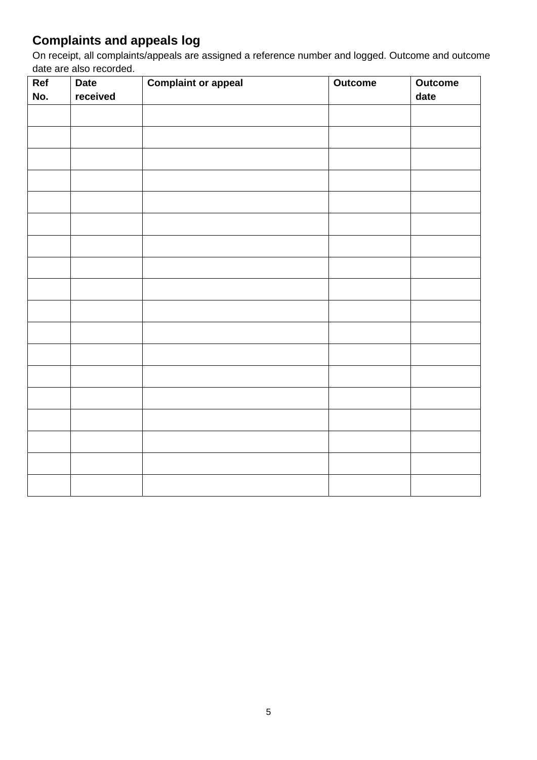## Complaints and appeals log

On receipt, all complaints/appeals are assigned a reference number and logged. Outcome and outcome date are also recorded.

| Ref No. | Date received | Complaint or appeal | Outcome | Outcome date |
|---|---|---|---|---|
| | | | | |
| | | | | |
| | | | | |
| | | | | |
| | | | | |
| | | | | |
| | | | | |
| | | | | |
| | | | | |
| | | | | |
| | | | | |
| | | | | |
| | | | | |
| | | | | |
| | | | | |
| | | | | |
| | | | | |
| | | | | |